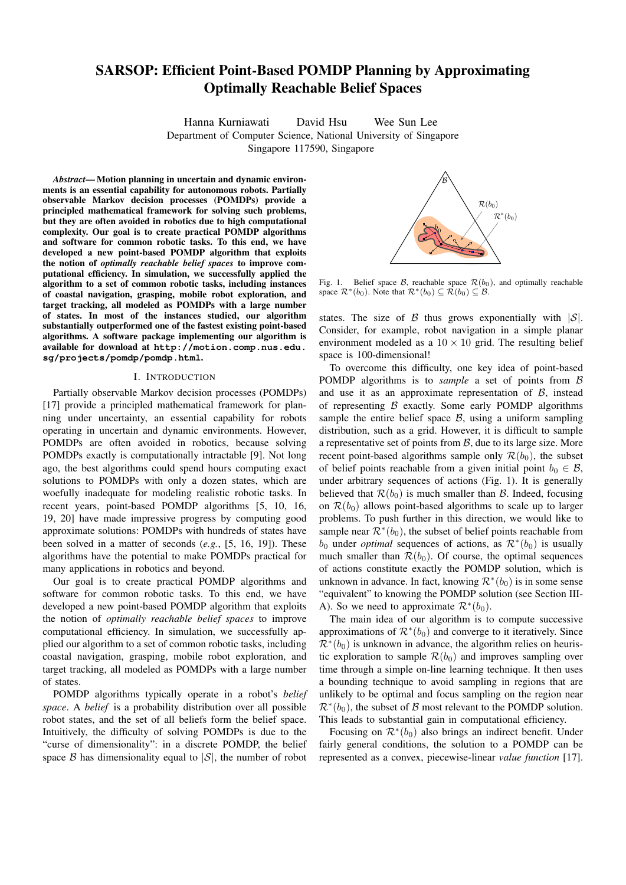# SARSOP: Efficient Point-Based POMDP Planning by Approximating Optimally Reachable Belief Spaces

Hanna Kurniawati David Hsu Wee Sun Lee

Department of Computer Science, National University of Singapore

Singapore 117590, Singapore

***Abstract*— Motion planning in uncertain and dynamic environments is an essential capability for autonomous robots. Partially observable Markov decision processes (POMDPs) provide a principled mathematical framework for solving such problems, but they are often avoided in robotics due to high computational complexity. Our goal is to create practical POMDP algorithms and software for common robotic tasks. To this end, we have developed a new point-based POMDP algorithm that exploits the notion of *optimally reachable belief spaces* to improve computational efficiency. In simulation, we successfully applied the algorithm to a set of common robotic tasks, including instances of coastal navigation, grasping, mobile robot exploration, and target tracking, all modeled as POMDPs with a large number of states. In most of the instances studied, our algorithm substantially outperformed one of the fastest existing point-based algorithms. A software package implementing our algorithm is available for download at `http://motion.comp.nus.edu.sg/projects/pomdp/pomdp.html`.**

## I. Introduction

Partially observable Markov decision processes (POMDPs) [17] provide a principled mathematical framework for planning under uncertainty, an essential capability for robots operating in uncertain and dynamic environments. However, POMDPs are often avoided in robotics, because solving POMDPs exactly is computationally intractable [9]. Not long ago, the best algorithms could spend hours computing exact solutions to POMDPs with only a dozen states, which are woefully inadequate for modeling realistic robotic tasks. In recent years, point-based POMDP algorithms [5, 10, 16, 19, 20] have made impressive progress by computing good approximate solutions: POMDPs with hundreds of states have been solved in a matter of seconds (*e.g.*, [5, 16, 19]). These algorithms have the potential to make POMDPs practical for many applications in robotics and beyond.

Our goal is to create practical POMDP algorithms and software for common robotic tasks. To this end, we have developed a new point-based POMDP algorithm that exploits the notion of *optimally reachable belief spaces* to improve computational efficiency. In simulation, we successfully applied our algorithm to a set of common robotic tasks, including coastal navigation, grasping, mobile robot exploration, and target tracking, all modeled as POMDPs with a large number of states.

POMDP algorithms typically operate in a robot's *belief space*. A *belief* is a probability distribution over all possible robot states, and the set of all beliefs form the belief space. Intuitively, the difficulty of solving POMDPs is due to the "curse of dimensionality": in a discrete POMDP, the belief space $\mathcal{B}$ has dimensionality equal to $|\mathcal{S}|$, the number of robot states. The size of $\mathcal{B}$ thus grows exponentially with $|\mathcal{S}|$. Consider, for example, robot navigation in a simple planar environment modeled as a $10 \times 10$ grid. The resulting belief space is 100-dimensional!

Fig. 1. Belief space $\mathcal{B}$, reachable space $\mathcal{R}(b_0)$, and optimally reachable space $\mathcal{R}^*(b_0)$. Note that $\mathcal{R}^*(b_0) \subseteq \mathcal{R}(b_0) \subseteq \mathcal{B}$.

To overcome this difficulty, one key idea of point-based POMDP algorithms is to *sample* a set of points from $\mathcal{B}$ and use it as an approximate representation of $\mathcal{B}$, instead of representing $\mathcal{B}$ exactly. Some early POMDP algorithms sample the entire belief space $\mathcal{B}$, using a uniform sampling distribution, such as a grid. However, it is difficult to sample a representative set of points from $\mathcal{B}$, due to its large size. More recent point-based algorithms sample only $\mathcal{R}(b_0)$, the subset of belief points reachable from a given initial point $b_0 \in \mathcal{B}$, under arbitrary sequences of actions (Fig. 1). It is generally believed that $\mathcal{R}(b_0)$ is much smaller than $\mathcal{B}$. Indeed, focusing on $\mathcal{R}(b_0)$ allows point-based algorithms to scale up to larger problems. To push further in this direction, we would like to sample near $\mathcal{R}^*(b_0)$, the subset of belief points reachable from $b_0$ under *optimal* sequences of actions, as $\mathcal{R}^*(b_0)$ is usually much smaller than $\mathcal{R}(b_0)$. Of course, the optimal sequences of actions constitute exactly the POMDP solution, which is unknown in advance. In fact, knowing $\mathcal{R}^*(b_0)$ is in some sense "equivalent" to knowing the POMDP solution (see Section III-A). So we need to approximate $\mathcal{R}^*(b_0)$.

The main idea of our algorithm is to compute successive approximations of $\mathcal{R}^*(b_0)$ and converge to it iteratively. Since $\mathcal{R}^*(b_0)$ is unknown in advance, the algorithm relies on heuristic exploration to sample $\mathcal{R}(b_0)$ and improves sampling over time through a simple on-line learning technique. It then uses a bounding technique to avoid sampling in regions that are unlikely to be optimal and focus sampling on the region near $\mathcal{R}^*(b_0)$, the subset of $\mathcal{B}$ most relevant to the POMDP solution. This leads to substantial gain in computational efficiency.

Focusing on $\mathcal{R}^*(b_0)$ also brings an indirect benefit. Under fairly general conditions, the solution to a POMDP can be represented as a convex, piecewise-linear *value function* [17].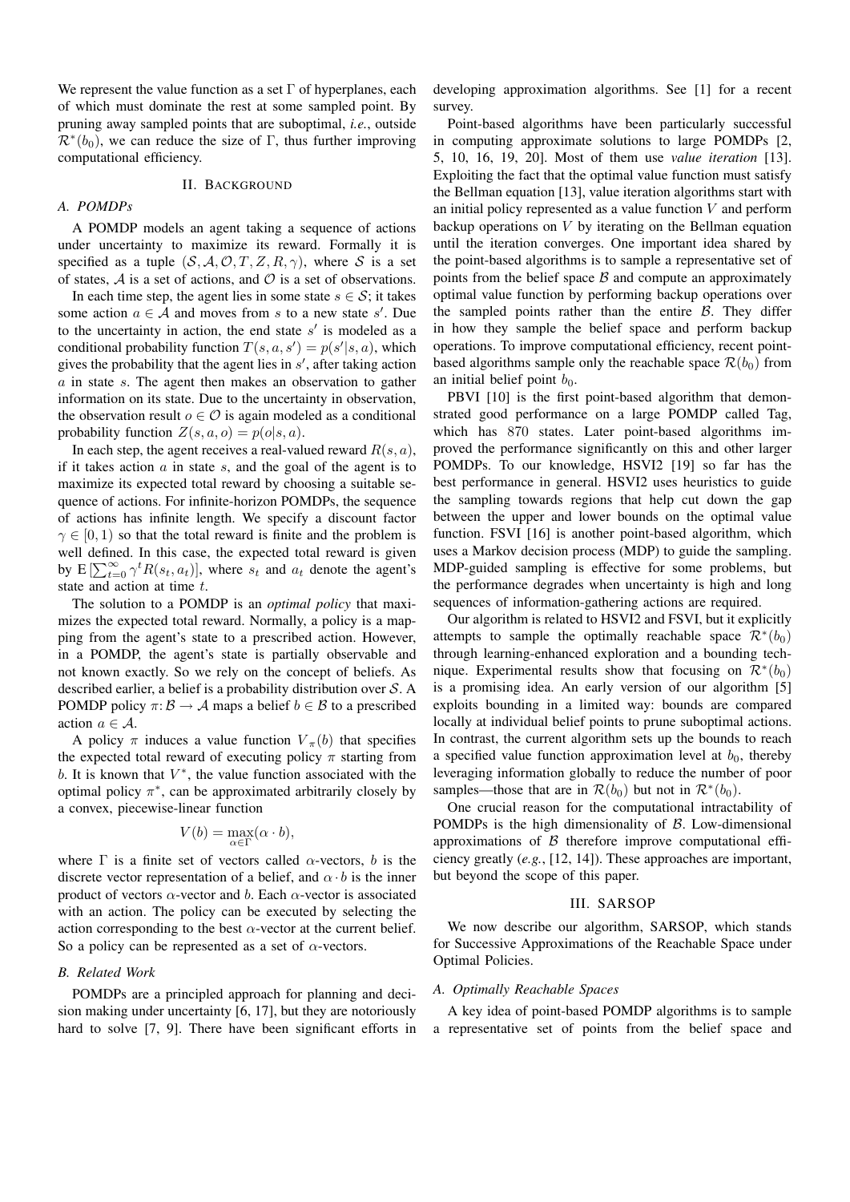We represent the value function as a set $\Gamma$ of hyperplanes, each of which must dominate the rest at some sampled point. By pruning away sampled points that are suboptimal, *i.e.*, outside $\mathcal{R}^*(b_0)$, we can reduce the size of $\Gamma$, thus further improving computational efficiency.

## II. Background

### A. POMDPs

A POMDP models an agent taking a sequence of actions under uncertainty to maximize its reward. Formally it is specified as a tuple $(\mathcal{S}, \mathcal{A}, \mathcal{O}, T, Z, R, \gamma)$, where $\mathcal{S}$ is a set of states, $\mathcal{A}$ is a set of actions, and $\mathcal{O}$ is a set of observations.

In each time step, the agent lies in some state $s \in \mathcal{S}$; it takes some action $a \in \mathcal{A}$ and moves from $s$ to a new state $s'$. Due to the uncertainty in action, the end state $s'$ is modeled as a conditional probability function $T(s, a, s') = p(s'|s, a)$, which gives the probability that the agent lies in $s'$, after taking action $a$ in state $s$. The agent then makes an observation to gather information on its state. Due to the uncertainty in observation, the observation result $o \in \mathcal{O}$ is again modeled as a conditional probability function $Z(s, a, o) = p(o|s, a)$.

In each step, the agent receives a real-valued reward $R(s, a)$, if it takes action $a$ in state $s$, and the goal of the agent is to maximize its expected total reward by choosing a suitable sequence of actions. For infinite-horizon POMDPs, the sequence of actions has infinite length. We specify a discount factor $\gamma \in [0, 1)$ so that the total reward is finite and the problem is well defined. In this case, the expected total reward is given by $\mathrm{E}\left[\sum_{t=0}^{\infty} \gamma^t R(s_t, a_t)\right]$, where $s_t$ and $a_t$ denote the agent's state and action at time $t$.

The solution to a POMDP is an *optimal policy* that maximizes the expected total reward. Normally, a policy is a mapping from the agent's state to a prescribed action. However, in a POMDP, the agent's state is partially observable and not known exactly. So we rely on the concept of beliefs. As described earlier, a belief is a probability distribution over $\mathcal{S}$. A POMDP policy $\pi \colon \mathcal{B} \to \mathcal{A}$ maps a belief $b \in \mathcal{B}$ to a prescribed action $a \in \mathcal{A}$.

A policy $\pi$ induces a value function $V_\pi(b)$ that specifies the expected total reward of executing policy $\pi$ starting from $b$. It is known that $V^*$, the value function associated with the optimal policy $\pi^*$, can be approximated arbitrarily closely by a convex, piecewise-linear function

$$V(b) = \max_{\alpha \in \Gamma} (\alpha \cdot b),$$

where $\Gamma$ is a finite set of vectors called $\alpha$-vectors, $b$ is the discrete vector representation of a belief, and $\alpha \cdot b$ is the inner product of vectors $\alpha$-vector and $b$. Each $\alpha$-vector is associated with an action. The policy can be executed by selecting the action corresponding to the best $\alpha$-vector at the current belief. So a policy can be represented as a set of $\alpha$-vectors.

### B. Related Work

POMDPs are a principled approach for planning and decision making under uncertainty [6, 17], but they are notoriously hard to solve [7, 9]. There have been significant efforts in developing approximation algorithms. See [1] for a recent survey.

Point-based algorithms have been particularly successful in computing approximate solutions to large POMDPs [2, 5, 10, 16, 19, 20]. Most of them use *value iteration* [13]. Exploiting the fact that the optimal value function must satisfy the Bellman equation [13], value iteration algorithms start with an initial policy represented as a value function $V$ and perform backup operations on $V$ by iterating on the Bellman equation until the iteration converges. One important idea shared by the point-based algorithms is to sample a representative set of points from the belief space $\mathcal{B}$ and compute an approximately optimal value function by performing backup operations over the sampled points rather than the entire $\mathcal{B}$. They differ in how they sample the belief space and perform backup operations. To improve computational efficiency, recent point-based algorithms sample only the reachable space $\mathcal{R}(b_0)$ from an initial belief point $b_0$.

PBVI [10] is the first point-based algorithm that demonstrated good performance on a large POMDP called Tag, which has 870 states. Later point-based algorithms improved the performance significantly on this and other larger POMDPs. To our knowledge, HSVI2 [19] so far has the best performance in general. HSVI2 uses heuristics to guide the sampling towards regions that help cut down the gap between the upper and lower bounds on the optimal value function. FSVI [16] is another point-based algorithm, which uses a Markov decision process (MDP) to guide the sampling. MDP-guided sampling is effective for some problems, but the performance degrades when uncertainty is high and long sequences of information-gathering actions are required.

Our algorithm is related to HSVI2 and FSVI, but it explicitly attempts to sample the optimally reachable space $\mathcal{R}^*(b_0)$ through learning-enhanced exploration and a bounding technique. Experimental results show that focusing on $\mathcal{R}^*(b_0)$ is a promising idea. An early version of our algorithm [5] exploits bounding in a limited way: bounds are compared locally at individual belief points to prune suboptimal actions. In contrast, the current algorithm sets up the bounds to reach a specified value function approximation level at $b_0$, thereby leveraging information globally to reduce the number of poor samples—those that are in $\mathcal{R}(b_0)$ but not in $\mathcal{R}^*(b_0)$.

One crucial reason for the computational intractability of POMDPs is the high dimensionality of $\mathcal{B}$. Low-dimensional approximations of $\mathcal{B}$ therefore improve computational efficiency greatly (*e.g.*, [12, 14]). These approaches are important, but beyond the scope of this paper.

## III. SARSOP

We now describe our algorithm, SARSOP, which stands for Successive Approximations of the Reachable Space under Optimal Policies.

### A. Optimally Reachable Spaces

A key idea of point-based POMDP algorithms is to sample a representative set of points from the belief space and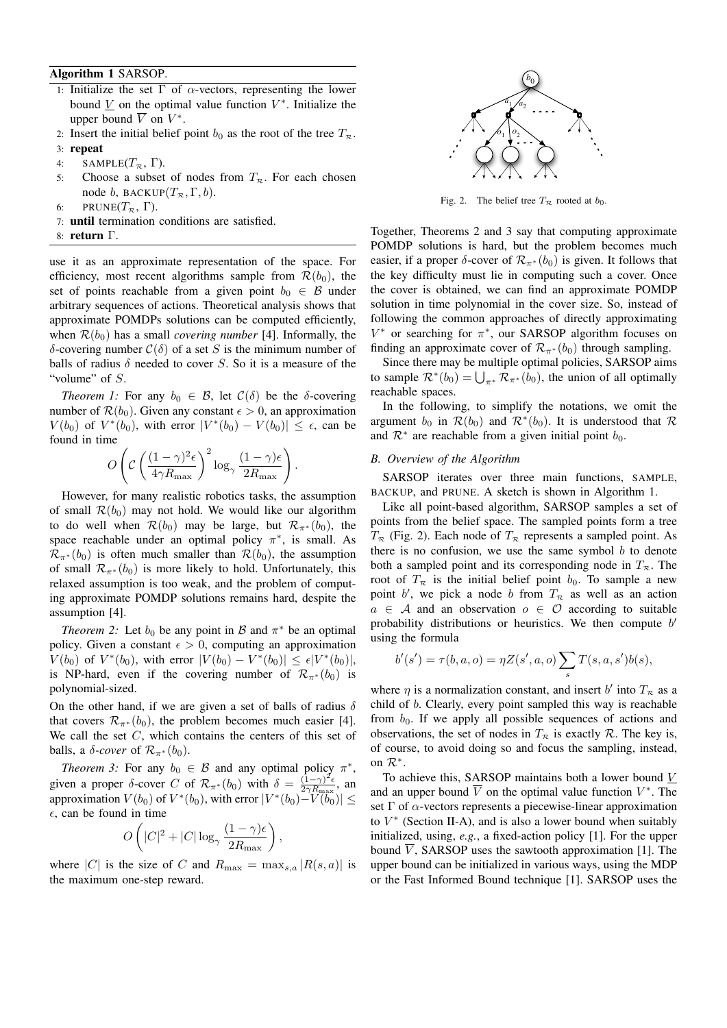**Algorithm 1** SARSOP.

1: Initialize the set $\Gamma$ of $\alpha$-vectors, representing the lower bound $\underline{V}$ on the optimal value function $V^*$. Initialize the upper bound $\overline{V}$ on $V^*$.
2: Insert the initial belief point $b_0$ as the root of the tree $T_{\mathcal{R}}$.
3: **repeat**
4: SAMPLE($T_{\mathcal{R}}$, $\Gamma$).
5: Choose a subset of nodes from $T_{\mathcal{R}}$. For each chosen node $b$, BACKUP($T_{\mathcal{R}}, \Gamma, b$).
6: PRUNE($T_{\mathcal{R}}$, $\Gamma$).
7: **until** termination conditions are satisfied.
8: **return** $\Gamma$.

use it as an approximate representation of the space. For efficiency, most recent algorithms sample from $\mathcal{R}(b_0)$, the set of points reachable from a given point $b_0 \in \mathcal{B}$ under arbitrary sequences of actions. Theoretical analysis shows that approximate POMDPs solutions can be computed efficiently, when $\mathcal{R}(b_0)$ has a small *covering number* [4]. Informally, the $\delta$-covering number $\mathcal{C}(\delta)$ of a set $S$ is the minimum number of balls of radius $\delta$ needed to cover $S$. So it is a measure of the "volume" of $S$.

*Theorem 1:* For any $b_0 \in \mathcal{B}$, let $\mathcal{C}(\delta)$ be the $\delta$-covering number of $\mathcal{R}(b_0)$. Given any constant $\epsilon > 0$, an approximation $V(b_0)$ of $V^*(b_0)$, with error $|V^*(b_0) - V(b_0)| \leq \epsilon$, can be found in time

$$O\left(\mathcal{C}\left(\frac{(1-\gamma)^2\epsilon}{4\gamma R_{\max}}\right)^2 \log_\gamma \frac{(1-\gamma)\epsilon}{2R_{\max}}\right).$$

However, for many realistic robotics tasks, the assumption of small $\mathcal{R}(b_0)$ may not hold. We would like our algorithm to do well when $\mathcal{R}(b_0)$ may be large, but $\mathcal{R}_{\pi^*}(b_0)$, the space reachable under an optimal policy $\pi^*$, is small. As $\mathcal{R}_{\pi^*}(b_0)$ is often much smaller than $\mathcal{R}(b_0)$, the assumption of small $\mathcal{R}_{\pi^*}(b_0)$ is more likely to hold. Unfortunately, this relaxed assumption is too weak, and the problem of computing approximate POMDP solutions remains hard, despite the assumption [4].

*Theorem 2:* Let $b_0$ be any point in $\mathcal{B}$ and $\pi^*$ be an optimal policy. Given a constant $\epsilon > 0$, computing an approximation $V(b_0)$ of $V^*(b_0)$, with error $|V(b_0) - V^*(b_0)| \leq \epsilon|V^*(b_0)|$, is NP-hard, even if the covering number of $\mathcal{R}_{\pi^*}(b_0)$ is polynomial-sized.

On the other hand, if we are given a set of balls of radius $\delta$ that covers $\mathcal{R}_{\pi^*}(b_0)$, the problem becomes much easier [4]. We call the set $C$, which contains the centers of this set of balls, a *$\delta$-cover* of $\mathcal{R}_{\pi^*}(b_0)$.

*Theorem 3:* For any $b_0 \in \mathcal{B}$ and any optimal policy $\pi^*$, given a proper $\delta$-cover $C$ of $\mathcal{R}_{\pi^*}(b_0)$ with $\delta = \frac{(1-\gamma)^2\epsilon}{2\gamma R_{\max}}$, an approximation $V(b_0)$ of $V^*(b_0)$, with error $|V^*(b_0) - V(b_0)| \leq \epsilon$, can be found in time

$$O\left(|C|^2 + |C| \log_\gamma \frac{(1-\gamma)\epsilon}{2R_{\max}}\right),$$

where $|C|$ is the size of $C$ and $R_{\max} = \max_{s,a} |R(s,a)|$ is the maximum one-step reward.

Fig. 2. The belief tree $T_{\mathcal{R}}$ rooted at $b_0$.

Together, Theorems 2 and 3 say that computing approximate POMDP solutions is hard, but the problem becomes much easier, if a proper $\delta$-cover of $\mathcal{R}_{\pi^*}(b_0)$ is given. It follows that the key difficulty must lie in computing such a cover. Once the cover is obtained, we can find an approximate POMDP solution in time polynomial in the cover size. So, instead of following the common approaches of directly approximating $V^*$ or searching for $\pi^*$, our SARSOP algorithm focuses on finding an approximate cover of $\mathcal{R}_{\pi^*}(b_0)$ through sampling.

Since there may be multiple optimal policies, SARSOP aims to sample $\mathcal{R}^*(b_0) = \bigcup_{\pi^*} \mathcal{R}_{\pi^*}(b_0)$, the union of all optimally reachable spaces.

In the following, to simplify the notations, we omit the argument $b_0$ in $\mathcal{R}(b_0)$ and $\mathcal{R}^*(b_0)$. It is understood that $\mathcal{R}$ and $\mathcal{R}^*$ are reachable from a given initial point $b_0$.

### B. Overview of the Algorithm

SARSOP iterates over three main functions, SAMPLE, BACKUP, and PRUNE. A sketch is shown in Algorithm 1.

Like all point-based algorithm, SARSOP samples a set of points from the belief space. The sampled points form a tree $T_{\mathcal{R}}$ (Fig. 2). Each node of $T_{\mathcal{R}}$ represents a sampled point. As there is no confusion, we use the same symbol $b$ to denote both a sampled point and its corresponding node in $T_{\mathcal{R}}$. The root of $T_{\mathcal{R}}$ is the initial belief point $b_0$. To sample a new point $b'$, we pick a node $b$ from $T_{\mathcal{R}}$ as well as an action $a \in \mathcal{A}$ and an observation $o \in \mathcal{O}$ according to suitable probability distributions or heuristics. We then compute $b'$ using the formula

$$b'(s') = \tau(b, a, o) = \eta Z(s', a, o) \sum_s T(s, a, s') b(s),$$

where $\eta$ is a normalization constant, and insert $b'$ into $T_{\mathcal{R}}$ as a child of $b$. Clearly, every point sampled this way is reachable from $b_0$. If we apply all possible sequences of actions and observations, the set of nodes in $T_{\mathcal{R}}$ is exactly $\mathcal{R}$. The key is, of course, to avoid doing so and focus the sampling, instead, on $\mathcal{R}^*$.

To achieve this, SARSOP maintains both a lower bound $\underline{V}$ and an upper bound $\overline{V}$ on the optimal value function $V^*$. The set $\Gamma$ of $\alpha$-vectors represents a piecewise-linear approximation to $V^*$ (Section II-A), and is also a lower bound when suitably initialized, using, *e.g.*, a fixed-action policy [1]. For the upper bound $\overline{V}$, SARSOP uses the sawtooth approximation [1]. The upper bound can be initialized in various ways, using the MDP or the Fast Informed Bound technique [1]. SARSOP uses the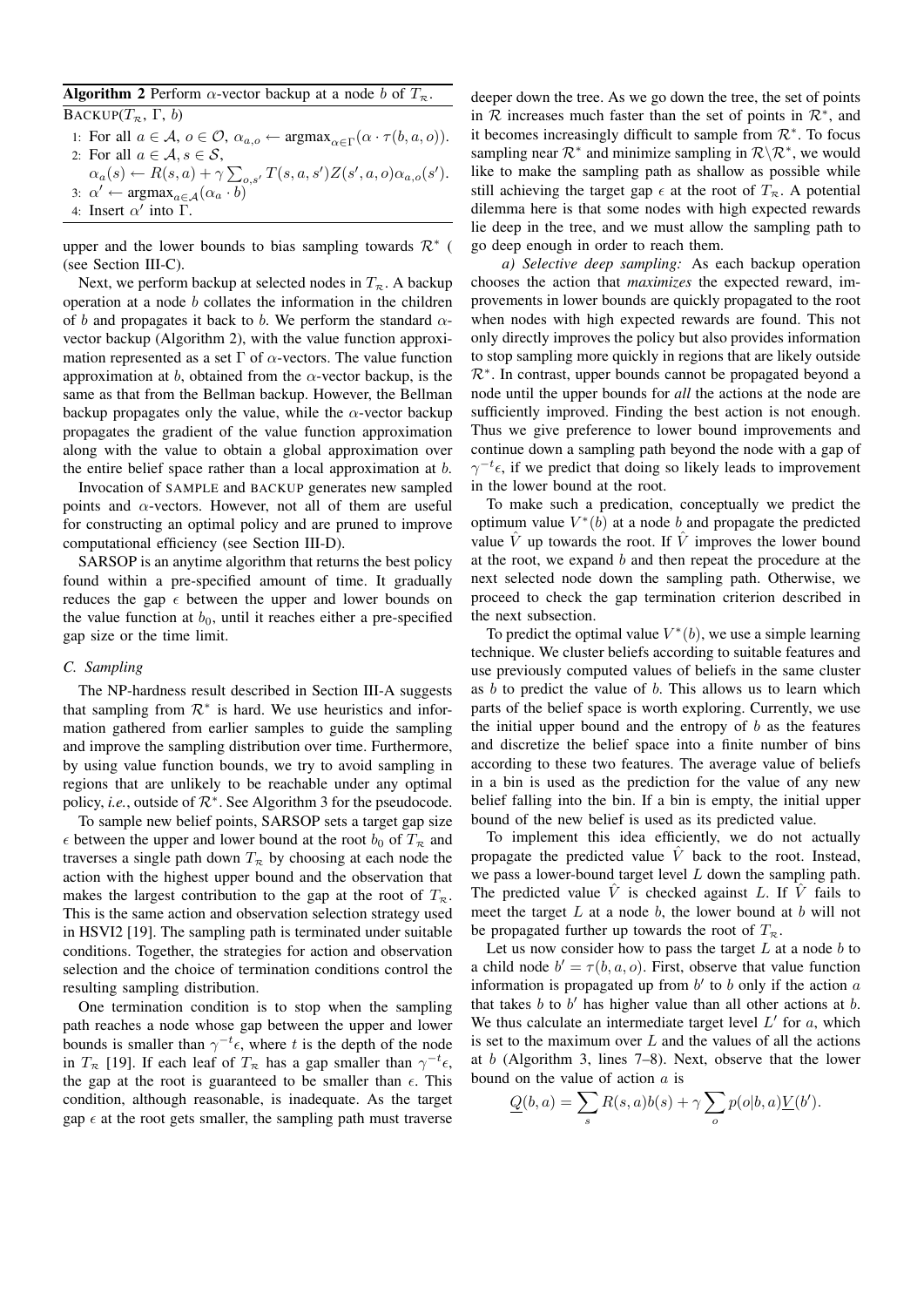**Algorithm 2** Perform $\alpha$-vector backup at a node $b$ of $T_{\mathcal{R}}$.

BACKUP($T_{\mathcal{R}}$, $\Gamma$, $b$)

1: For all $a \in \mathcal{A}$, $o \in \mathcal{O}$, $\alpha_{a,o} \leftarrow \text{argmax}_{\alpha \in \Gamma}(\alpha \cdot \tau(b, a, o))$.
2: For all $a \in \mathcal{A}, s \in \mathcal{S}$,
   $\alpha_a(s) \leftarrow R(s, a) + \gamma \sum_{o,s'} T(s, a, s')Z(s', a, o)\alpha_{a,o}(s')$.
3: $\alpha' \leftarrow \text{argmax}_{a \in \mathcal{A}}(\alpha_a \cdot b)$
4: Insert $\alpha'$ into $\Gamma$.

upper and the lower bounds to bias sampling towards $\mathcal{R}^*$ ( (see Section III-C).

Next, we perform backup at selected nodes in $T_{\mathcal{R}}$. A backup operation at a node $b$ collates the information in the children of $b$ and propagates it back to $b$. We perform the standard $\alpha$-vector backup (Algorithm 2), with the value function approximation represented as a set $\Gamma$ of $\alpha$-vectors. The value function approximation at $b$, obtained from the $\alpha$-vector backup, is the same as that from the Bellman backup. However, the Bellman backup propagates only the value, while the $\alpha$-vector backup propagates the gradient of the value function approximation along with the value to obtain a global approximation over the entire belief space rather than a local approximation at $b$.

Invocation of SAMPLE and BACKUP generates new sampled points and $\alpha$-vectors. However, not all of them are useful for constructing an optimal policy and are pruned to improve computational efficiency (see Section III-D).

SARSOP is an anytime algorithm that returns the best policy found within a pre-specified amount of time. It gradually reduces the gap $\epsilon$ between the upper and lower bounds on the value function at $b_0$, until it reaches either a pre-specified gap size or the time limit.

### C. Sampling

The NP-hardness result described in Section III-A suggests that sampling from $\mathcal{R}^*$ is hard. We use heuristics and information gathered from earlier samples to guide the sampling and improve the sampling distribution over time. Furthermore, by using value function bounds, we try to avoid sampling in regions that are unlikely to be reachable under any optimal policy, *i.e.*, outside of $\mathcal{R}^*$. See Algorithm 3 for the pseudocode.

To sample new belief points, SARSOP sets a target gap size $\epsilon$ between the upper and lower bound at the root $b_0$ of $T_{\mathcal{R}}$ and traverses a single path down $T_{\mathcal{R}}$ by choosing at each node the action with the highest upper bound and the observation that makes the largest contribution to the gap at the root of $T_{\mathcal{R}}$. This is the same action and observation selection strategy used in HSVI2 [19]. The sampling path is terminated under suitable conditions. Together, the strategies for action and observation selection and the choice of termination conditions control the resulting sampling distribution.

One termination condition is to stop when the sampling path reaches a node whose gap between the upper and lower bounds is smaller than $\gamma^{-t}\epsilon$, where $t$ is the depth of the node in $T_{\mathcal{R}}$ [19]. If each leaf of $T_{\mathcal{R}}$ has a gap smaller than $\gamma^{-t}\epsilon$, the gap at the root is guaranteed to be smaller than $\epsilon$. This condition, although reasonable, is inadequate. As the target gap $\epsilon$ at the root gets smaller, the sampling path must traverse deeper down the tree. As we go down the tree, the set of points in $\mathcal{R}$ increases much faster than the set of points in $\mathcal{R}^*$, and it becomes increasingly difficult to sample from $\mathcal{R}^*$. To focus sampling near $\mathcal{R}^*$ and minimize sampling in $\mathcal{R} \backslash \mathcal{R}^*$, we would like to make the sampling path as shallow as possible while still achieving the target gap $\epsilon$ at the root of $T_{\mathcal{R}}$. A potential dilemma here is that some nodes with high expected rewards lie deep in the tree, and we must allow the sampling path to go deep enough in order to reach them.

*a) Selective deep sampling:* As each backup operation chooses the action that *maximizes* the expected reward, improvements in lower bounds are quickly propagated to the root when nodes with high expected rewards are found. This not only directly improves the policy but also provides information to stop sampling more quickly in regions that are likely outside $\mathcal{R}^*$. In contrast, upper bounds cannot be propagated beyond a node until the upper bounds for *all* the actions at the node are sufficiently improved. Finding the best action is not enough. Thus we give preference to lower bound improvements and continue down a sampling path beyond the node with a gap of $\gamma^{-t}\epsilon$, if we predict that doing so likely leads to improvement in the lower bound at the root.

To make such a predication, conceptually we predict the optimum value $V^*(b)$ at a node $b$ and propagate the predicted value $\hat{V}$ up towards the root. If $\hat{V}$ improves the lower bound at the root, we expand $b$ and then repeat the procedure at the next selected node down the sampling path. Otherwise, we proceed to check the gap termination criterion described in the next subsection.

To predict the optimal value $V^*(b)$, we use a simple learning technique. We cluster beliefs according to suitable features and use previously computed values of beliefs in the same cluster as $b$ to predict the value of $b$. This allows us to learn which parts of the belief space is worth exploring. Currently, we use the initial upper bound and the entropy of $b$ as the features and discretize the belief space into a finite number of bins according to these two features. The average value of beliefs in a bin is used as the prediction for the value of any new belief falling into the bin. If a bin is empty, the initial upper bound of the new belief is used as its predicted value.

To implement this idea efficiently, we do not actually propagate the predicted value $\hat{V}$ back to the root. Instead, we pass a lower-bound target level $L$ down the sampling path. The predicted value $\hat{V}$ is checked against $L$. If $\hat{V}$ fails to meet the target $L$ at a node $b$, the lower bound at $b$ will not be propagated further up towards the root of $T_{\mathcal{R}}$.

Let us now consider how to pass the target $L$ at a node $b$ to a child node $b' = \tau(b, a, o)$. First, observe that value function information is propagated up from $b'$ to $b$ only if the action $a$ that takes $b$ to $b'$ has higher value than all other actions at $b$. We thus calculate an intermediate target level $L'$ for $a$, which is set to the maximum over $L$ and the values of all the actions at $b$ (Algorithm 3, lines 7–8). Next, observe that the lower bound on the value of action $a$ is

$$\underline{Q}(b, a) = \sum_s R(s, a)b(s) + \gamma \sum_o p(o|b, a)\underline{V}(b').$$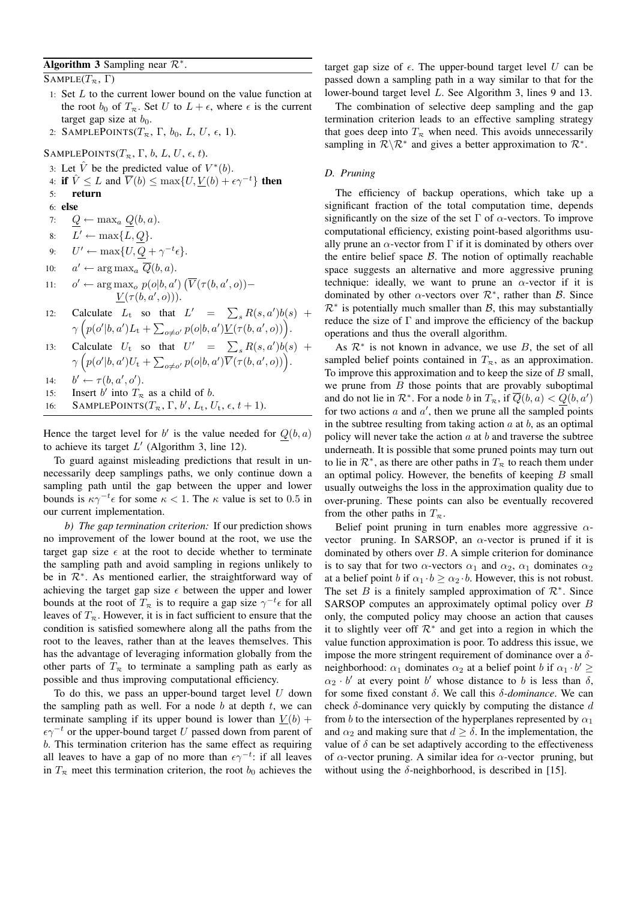**Algorithm 3** Sampling near $\mathcal{R}^*$.

SAMPLE($T_\mathcal{R}$, $\Gamma$)

1: Set $L$ to the current lower bound on the value function at the root $b_0$ of $T_\mathcal{R}$. Set $U$ to $L + \epsilon$, where $\epsilon$ is the current target gap size at $b_0$.
2: SAMPLEPOINTS($T_\mathcal{R}$, $\Gamma$, $b_0$, $L$, $U$, $\epsilon$, 1).

SAMPLEPOINTS($T_\mathcal{R}$, $\Gamma$, $b$, $L$, $U$, $\epsilon$, $t$).

3: Let $\hat{V}$ be the predicted value of $V^*(b)$.
4: **if** $\hat{V} \leq L$ and $\overline{V}(b) \leq \max\{U, \underline{V}(b) + \epsilon\gamma^{-t}\}$ **then**
5: &nbsp;&nbsp;&nbsp;&nbsp;**return**
6: **else**
7: &nbsp;&nbsp;&nbsp;&nbsp;$\underline{Q} \leftarrow \max_a \underline{Q}(b, a)$.
8: &nbsp;&nbsp;&nbsp;&nbsp;$L' \leftarrow \max\{L, \underline{Q}\}$.
9: &nbsp;&nbsp;&nbsp;&nbsp;$U' \leftarrow \max\{U, \underline{Q} + \gamma^{-t}\epsilon\}$.
10: &nbsp;&nbsp;&nbsp;&nbsp;$a' \leftarrow \arg\max_a \overline{Q}(b, a)$.
11: &nbsp;&nbsp;&nbsp;&nbsp;$o' \leftarrow \arg\max_o p(o|b, a') \left(\overline{V}(\tau(b, a', o)) - \underline{V}(\tau(b, a', o))\right)$.
12: &nbsp;&nbsp;&nbsp;&nbsp;Calculate $L_t$ so that $L' = \sum_s R(s, a')b(s) + \gamma\left(p(o'|b, a')L_t + \sum_{o \neq o'} p(o|b, a')\underline{V}(\tau(b, a', o))\right)$.
13: &nbsp;&nbsp;&nbsp;&nbsp;Calculate $U_t$ so that $U' = \sum_s R(s, a')b(s) + \gamma\left(p(o'|b, a')U_t + \sum_{o \neq o'} p(o|b, a')\overline{V}(\tau(b, a', o))\right)$.
14: &nbsp;&nbsp;&nbsp;&nbsp;$b' \leftarrow \tau(b, a', o')$.
15: &nbsp;&nbsp;&nbsp;&nbsp;Insert $b'$ into $T_\mathcal{R}$ as a child of $b$.
16: &nbsp;&nbsp;&nbsp;&nbsp;SAMPLEPOINTS($T_\mathcal{R}$, $\Gamma$, $b'$, $L_t$, $U_t$, $\epsilon$, $t + 1$).

Hence the target level for $b'$ is the value needed for $\underline{Q}(b, a)$ to achieve its target $L'$ (Algorithm 3, line 12).

To guard against misleading predictions that result in unnecessarily deep samplings paths, we only continue down a sampling path until the gap between the upper and lower bounds is $\kappa\gamma^{-t}\epsilon$ for some $\kappa < 1$. The $\kappa$ value is set to 0.5 in our current implementation.

*b) The gap termination criterion:* If our prediction shows no improvement of the lower bound at the root, we use the target gap size $\epsilon$ at the root to decide whether to terminate the sampling path and avoid sampling in regions unlikely to be in $\mathcal{R}^*$. As mentioned earlier, the straightforward way of achieving the target gap size $\epsilon$ between the upper and lower bounds at the root of $T_\mathcal{R}$ is to require a gap size $\gamma^{-t}\epsilon$ for all leaves of $T_\mathcal{R}$. However, it is in fact sufficient to ensure that the condition is satisfied somewhere along all the paths from the root to the leaves, rather than at the leaves themselves. This has the advantage of leveraging information globally from the other parts of $T_\mathcal{R}$ to terminate a sampling path as early as possible and thus improving computational efficiency.

To do this, we pass an upper-bound target level $U$ down the sampling path as well. For a node $b$ at depth $t$, we can terminate sampling if its upper bound is lower than $\underline{V}(b) + \epsilon\gamma^{-t}$ or the upper-bound target $U$ passed down from parent of $b$. This termination criterion has the same effect as requiring all leaves to have a gap of no more than $\epsilon\gamma^{-t}$: if all leaves in $T_\mathcal{R}$ meet this termination criterion, the root $b_0$ achieves the target gap size of $\epsilon$. The upper-bound target level $U$ can be passed down a sampling path in a way similar to that for the lower-bound target level $L$. See Algorithm 3, lines 9 and 13.

The combination of selective deep sampling and the gap termination criterion leads to an effective sampling strategy that goes deep into $T_\mathcal{R}$ when need. This avoids unnecessarily sampling in $\mathcal{R} \setminus \mathcal{R}^*$ and gives a better approximation to $\mathcal{R}^*$.

### D. Pruning

The efficiency of backup operations, which take up a significant fraction of the total computation time, depends significantly on the size of the set $\Gamma$ of $\alpha$-vectors. To improve computational efficiency, existing point-based algorithms usually prune an $\alpha$-vector from $\Gamma$ if it is dominated by others over the entire belief space $\mathcal{B}$. The notion of optimally reachable space suggests an alternative and more aggressive pruning technique: ideally, we want to prune an $\alpha$-vector if it is dominated by other $\alpha$-vectors over $\mathcal{R}^*$, rather than $\mathcal{B}$. Since $\mathcal{R}^*$ is potentially much smaller than $\mathcal{B}$, this may substantially reduce the size of $\Gamma$ and improve the efficiency of the backup operations and thus the overall algorithm.

As $\mathcal{R}^*$ is not known in advance, we use $B$, the set of all sampled belief points contained in $T_\mathcal{R}$, as an approximation. To improve this approximation and to keep the size of $B$ small, we prune from $B$ those points that are provably suboptimal and do not lie in $\mathcal{R}^*$. For a node $b$ in $T_\mathcal{R}$, if $\overline{Q}(b, a) < \underline{Q}(b, a')$ for two actions $a$ and $a'$, then we prune all the sampled points in the subtree resulting from taking action $a$ at $b$, as an optimal policy will never take the action $a$ at $b$ and traverse the subtree underneath. It is possible that some pruned points may turn out to lie in $\mathcal{R}^*$, as there are other paths in $T_\mathcal{R}$ to reach them under an optimal policy. However, the benefits of keeping $B$ small usually outweighs the loss in the approximation quality due to over-pruning. These points can also be eventually recovered from the other paths in $T_\mathcal{R}$.

Belief point pruning in turn enables more aggressive $\alpha$-vector pruning. In SARSOP, an $\alpha$-vector is pruned if it is dominated by others over $B$. A simple criterion for dominance is to say that for two $\alpha$-vectors $\alpha_1$ and $\alpha_2$, $\alpha_1$ dominates $\alpha_2$ at a belief point $b$ if $\alpha_1 \cdot b \geq \alpha_2 \cdot b$. However, this is not robust. The set $B$ is a finitely sampled approximation of $\mathcal{R}^*$. Since SARSOP computes an approximately optimal policy over $B$ only, the computed policy may choose an action that causes it to slightly veer off $\mathcal{R}^*$ and get into a region in which the value function approximation is poor. To address this issue, we impose the more stringent requirement of dominance over a $\delta$-neighborhood: $\alpha_1$ dominates $\alpha_2$ at a belief point $b$ if $\alpha_1 \cdot b' \geq \alpha_2 \cdot b'$ at every point $b'$ whose distance to $b$ is less than $\delta$, for some fixed constant $\delta$. We call this *$\delta$-dominance*. We can check $\delta$-dominance very quickly by computing the distance $d$ from $b$ to the intersection of the hyperplanes represented by $\alpha_1$ and $\alpha_2$ and making sure that $d \geq \delta$. In the implementation, the value of $\delta$ can be set adaptively according to the effectiveness of $\alpha$-vector pruning. A similar idea for $\alpha$-vector pruning, but without using the $\delta$-neighborhood, is described in [15].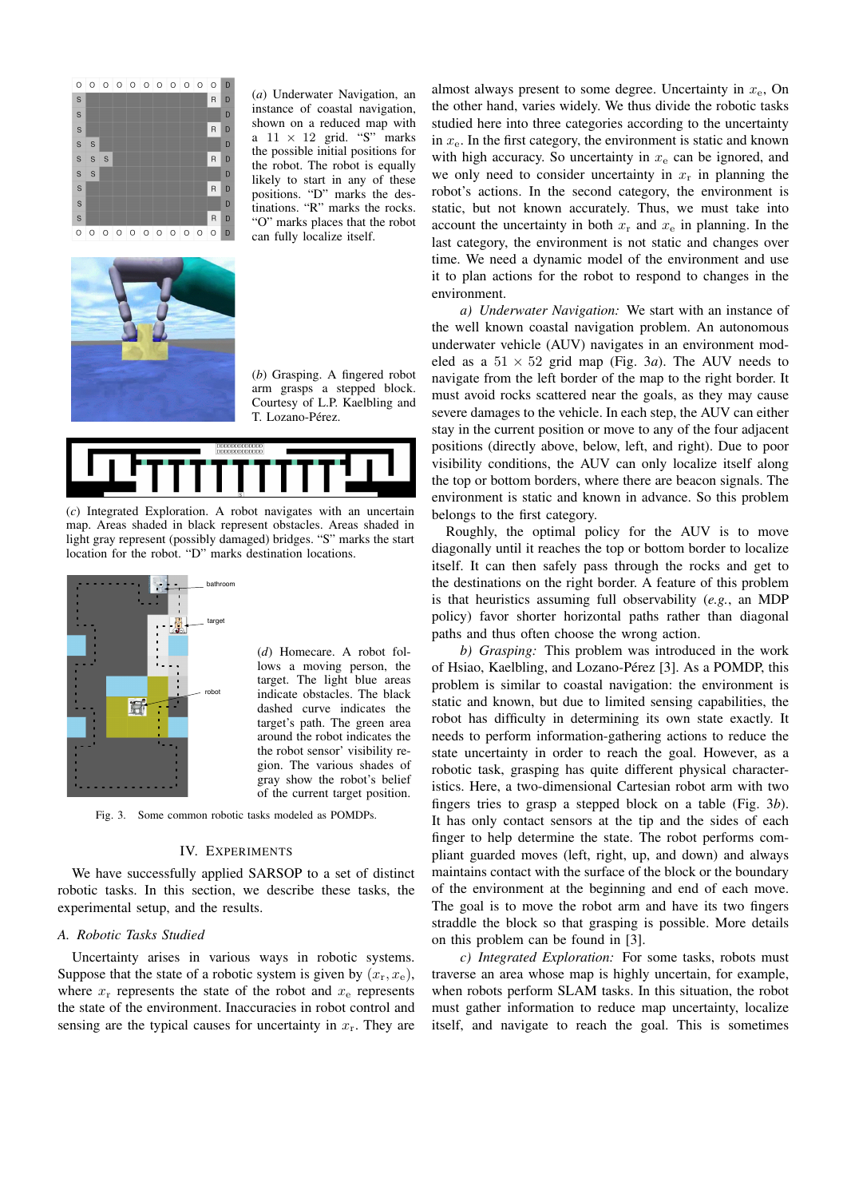(*a*) Underwater Navigation, an instance of coastal navigation, shown on a reduced map with a 11 × 12 grid. "S" marks the possible initial positions for the robot. The robot is equally likely to start in any of these positions. "D" marks the destinations. "R" marks the rocks. "O" marks places that the robot can fully localize itself.

(*b*) Grasping. A fingered robot arm grasps a stepped block. Courtesy of L.P. Kaelbling and T. Lozano-Pérez.

(*c*) Integrated Exploration. A robot navigates with an uncertain map. Areas shaded in black represent obstacles. Areas shaded in light gray represent (possibly damaged) bridges. "S" marks the start location for the robot. "D" marks destination locations.

(*d*) Homecare. A robot follows a moving person, the target. The light blue areas indicate obstacles. The black dashed curve indicates the target's path. The green area around the robot indicates the the robot sensor' visibility region. The various shades of gray show the robot's belief of the current target position.

Fig. 3. Some common robotic tasks modeled as POMDPs.

## IV. Experiments

We have successfully applied SARSOP to a set of distinct robotic tasks. In this section, we describe these tasks, the experimental setup, and the results.

### A. Robotic Tasks Studied

Uncertainty arises in various ways in robotic systems. Suppose that the state of a robotic system is given by $(x_r, x_e)$, where $x_r$ represents the state of the robot and $x_e$ represents the state of the environment. Inaccuracies in robot control and sensing are the typical causes for uncertainty in $x_r$. They are almost always present to some degree. Uncertainty in $x_e$, On the other hand, varies widely. We thus divide the robotic tasks studied here into three categories according to the uncertainty in $x_e$. In the first category, the environment is static and known with high accuracy. So uncertainty in $x_e$ can be ignored, and we only need to consider uncertainty in $x_r$ in planning the robot's actions. In the second category, the environment is static, but not known accurately. Thus, we must take into account the uncertainty in both $x_r$ and $x_e$ in planning. In the last category, the environment is not static and changes over time. We need a dynamic model of the environment and use it to plan actions for the robot to respond to changes in the environment.

*a) Underwater Navigation:* We start with an instance of the well known coastal navigation problem. An autonomous underwater vehicle (AUV) navigates in an environment modeled as a 51 × 52 grid map (Fig. 3*a*). The AUV needs to navigate from the left border of the map to the right border. It must avoid rocks scattered near the goals, as they may cause severe damages to the vehicle. In each step, the AUV can either stay in the current position or move to any of the four adjacent positions (directly above, below, left, and right). Due to poor visibility conditions, the AUV can only localize itself along the top or bottom borders, where there are beacon signals. The environment is static and known in advance. So this problem belongs to the first category.

Roughly, the optimal policy for the AUV is to move diagonally until it reaches the top or bottom border to localize itself. It can then safely pass through the rocks and get to the destinations on the right border. A feature of this problem is that heuristics assuming full observability (*e.g.*, an MDP policy) favor shorter horizontal paths rather than diagonal paths and thus often choose the wrong action.

*b) Grasping:* This problem was introduced in the work of Hsiao, Kaelbling, and Lozano-Pérez [3]. As a POMDP, this problem is similar to coastal navigation: the environment is static and known, but due to limited sensing capabilities, the robot has difficulty in determining its own state exactly. It needs to perform information-gathering actions to reduce the state uncertainty in order to reach the goal. However, as a robotic task, grasping has quite different physical characteristics. Here, a two-dimensional Cartesian robot arm with two fingers tries to grasp a stepped block on a table (Fig. 3*b*). It has only contact sensors at the tip and the sides of each finger to help determine the state. The robot performs compliant guarded moves (left, right, up, and down) and always maintains contact with the surface of the block or the boundary of the environment at the beginning and end of each move. The goal is to move the robot arm and have its two fingers straddle the block so that grasping is possible. More details on this problem can be found in [3].

*c) Integrated Exploration:* For some tasks, robots must traverse an area whose map is highly uncertain, for example, when robots perform SLAM tasks. In this situation, the robot must gather information to reduce map uncertainty, localize itself, and navigate to reach the goal. This is sometimes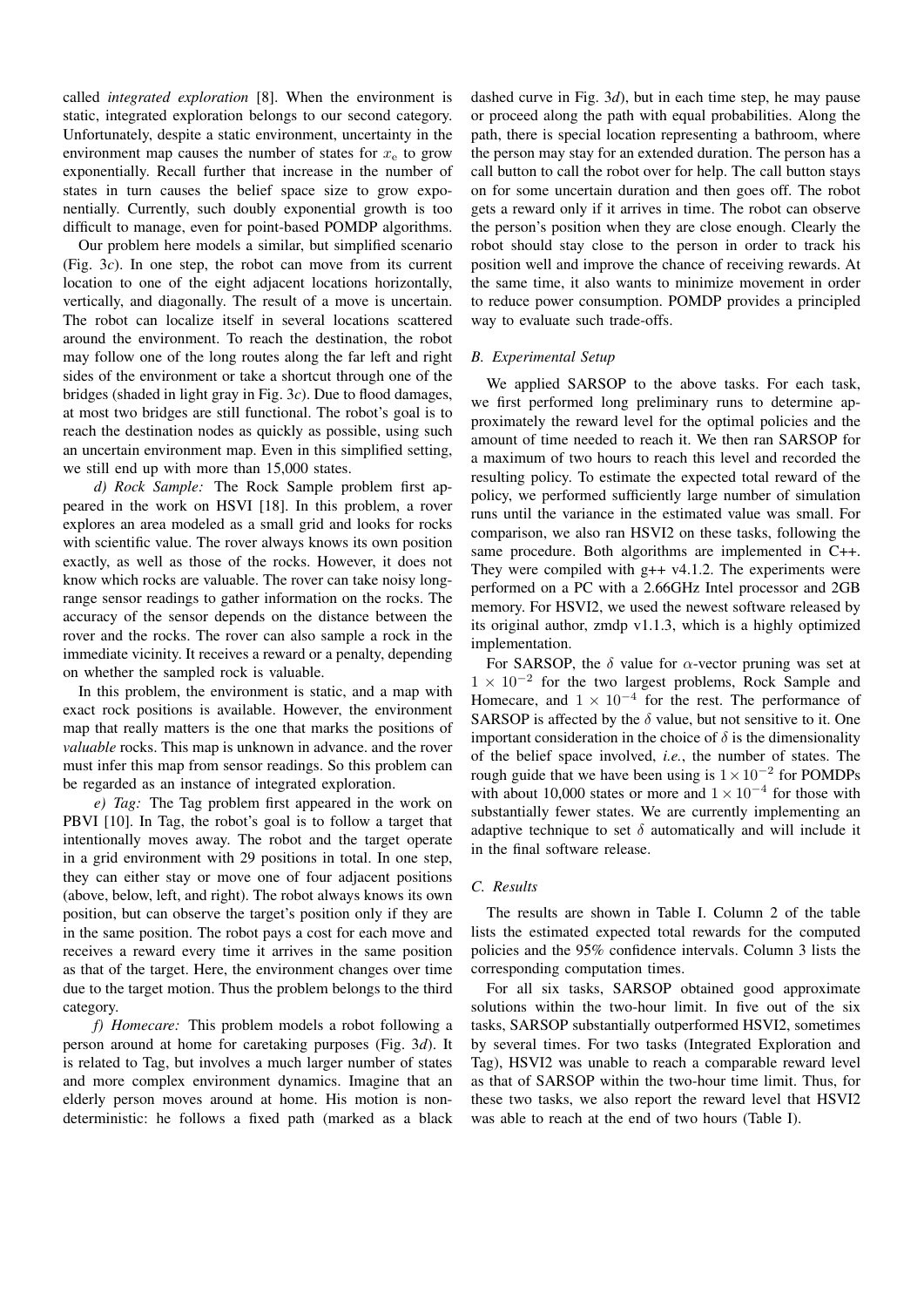called *integrated exploration* [8]. When the environment is static, integrated exploration belongs to our second category. Unfortunately, despite a static environment, uncertainty in the environment map causes the number of states for $x_e$ to grow exponentially. Recall further that increase in the number of states in turn causes the belief space size to grow exponentially. Currently, such doubly exponential growth is too difficult to manage, even for point-based POMDP algorithms.

Our problem here models a similar, but simplified scenario (Fig. 3*c*). In one step, the robot can move from its current location to one of the eight adjacent locations horizontally, vertically, and diagonally. The result of a move is uncertain. The robot can localize itself in several locations scattered around the environment. To reach the destination, the robot may follow one of the long routes along the far left and right sides of the environment or take a shortcut through one of the bridges (shaded in light gray in Fig. 3*c*). Due to flood damages, at most two bridges are still functional. The robot's goal is to reach the destination nodes as quickly as possible, using such an uncertain environment map. Even in this simplified setting, we still end up with more than 15,000 states.

*d) Rock Sample:* The Rock Sample problem first appeared in the work on HSVI [18]. In this problem, a rover explores an area modeled as a small grid and looks for rocks with scientific value. The rover always knows its own position exactly, as well as those of the rocks. However, it does not know which rocks are valuable. The rover can take noisy long-range sensor readings to gather information on the rocks. The accuracy of the sensor depends on the distance between the rover and the rocks. The rover can also sample a rock in the immediate vicinity. It receives a reward or a penalty, depending on whether the sampled rock is valuable.

In this problem, the environment is static, and a map with exact rock positions is available. However, the environment map that really matters is the one that marks the positions of *valuable* rocks. This map is unknown in advance. and the rover must infer this map from sensor readings. So this problem can be regarded as an instance of integrated exploration.

*e) Tag:* The Tag problem first appeared in the work on PBVI [10]. In Tag, the robot's goal is to follow a target that intentionally moves away. The robot and the target operate in a grid environment with 29 positions in total. In one step, they can either stay or move one of four adjacent positions (above, below, left, and right). The robot always knows its own position, but can observe the target's position only if they are in the same position. The robot pays a cost for each move and receives a reward every time it arrives in the same position as that of the target. Here, the environment changes over time due to the target motion. Thus the problem belongs to the third category.

*f) Homecare:* This problem models a robot following a person around at home for caretaking purposes (Fig. 3*d*). It is related to Tag, but involves a much larger number of states and more complex environment dynamics. Imagine that an elderly person moves around at home. His motion is non-deterministic: he follows a fixed path (marked as a black dashed curve in Fig. 3*d*), but in each time step, he may pause or proceed along the path with equal probabilities. Along the path, there is special location representing a bathroom, where the person may stay for an extended duration. The person has a call button to call the robot over for help. The call button stays on for some uncertain duration and then goes off. The robot gets a reward only if it arrives in time. The robot can observe the person's position when they are close enough. Clearly the robot should stay close to the person in order to track his position well and improve the chance of receiving rewards. At the same time, it also wants to minimize movement in order to reduce power consumption. POMDP provides a principled way to evaluate such trade-offs.

### B. Experimental Setup

We applied SARSOP to the above tasks. For each task, we first performed long preliminary runs to determine approximately the reward level for the optimal policies and the amount of time needed to reach it. We then ran SARSOP for a maximum of two hours to reach this level and recorded the resulting policy. To estimate the expected total reward of the policy, we performed sufficiently large number of simulation runs until the variance in the estimated value was small. For comparison, we also ran HSVI2 on these tasks, following the same procedure. Both algorithms are implemented in C++. They were compiled with g++ v4.1.2. The experiments were performed on a PC with a 2.66GHz Intel processor and 2GB memory. For HSVI2, we used the newest software released by its original author, zmdp v1.1.3, which is a highly optimized implementation.

For SARSOP, the $\delta$ value for $\alpha$-vector pruning was set at $1 \times 10^{-2}$ for the two largest problems, Rock Sample and Homecare, and $1 \times 10^{-4}$ for the rest. The performance of SARSOP is affected by the $\delta$ value, but not sensitive to it. One important consideration in the choice of $\delta$ is the dimensionality of the belief space involved, *i.e.*, the number of states. The rough guide that we have been using is $1 \times 10^{-2}$ for POMDPs with about 10,000 states or more and $1 \times 10^{-4}$ for those with substantially fewer states. We are currently implementing an adaptive technique to set $\delta$ automatically and will include it in the final software release.

### C. Results

The results are shown in Table I. Column 2 of the table lists the estimated expected total rewards for the computed policies and the 95% confidence intervals. Column 3 lists the corresponding computation times.

For all six tasks, SARSOP obtained good approximate solutions within the two-hour limit. In five out of the six tasks, SARSOP substantially outperformed HSVI2, sometimes by several times. For two tasks (Integrated Exploration and Tag), HSVI2 was unable to reach a comparable reward level as that of SARSOP within the two-hour time limit. Thus, for these two tasks, we also report the reward level that HSVI2 was able to reach at the end of two hours (Table I).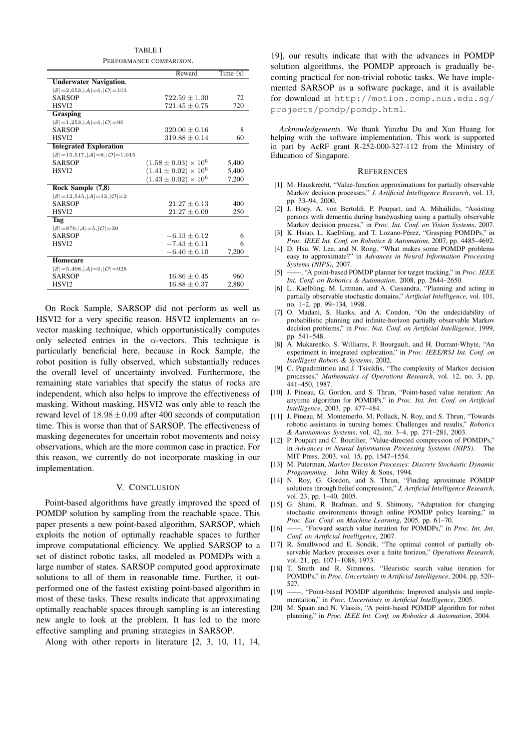TABLE I

PERFORMANCE COMPARISON.

| | Reward | Time (s) |
|---|---|---|
| **Underwater Navigation**, | | |
| $\lvert\mathcal{S}\rvert$=2,653, $\lvert\mathcal{A}\rvert$=6, $\lvert\mathcal{O}\rvert$=103 | | |
| SARSOP | $722.59 \pm 1.30$ | 72 |
| HSVI2 | $721.45 \pm 0.75$ | 720 |
| **Grasping** | | |
| $\lvert\mathcal{S}\rvert$=1,253, $\lvert\mathcal{A}\rvert$=6, $\lvert\mathcal{O}\rvert$=96 | | |
| SARSOP | $320.00 \pm 0.16$ | 8 |
| HSVI2 | $319.88 \pm 0.14$ | 60 |
| **Integrated Exploration** | | |
| $\lvert\mathcal{S}\rvert$=15,517, $\lvert\mathcal{A}\rvert$=8, $\lvert\mathcal{O}\rvert$=1,015 | | |
| SARSOP | $(1.58 \pm 0.03) \times 10^6$ | 5,400 |
| HSVI2 | $(1.41 \pm 0.02) \times 10^6$ | 5,400 |
| | $(1.43 \pm 0.02) \times 10^6$ | 7,200 |
| **Rock Sample (7,8)** | | |
| $\lvert\mathcal{S}\rvert$=12,545, $\lvert\mathcal{A}\rvert$=13, $\lvert\mathcal{O}\rvert$=2 | | |
| SARSOP | $21.27 \pm 0.13$ | 400 |
| HSVI2 | $21.27 \pm 0.09$ | 250 |
| **Tag** | | |
| $\lvert\mathcal{S}\rvert$=870, $\lvert\mathcal{A}\rvert$=5, $\lvert\mathcal{O}\rvert$=30 | | |
| SARSOP | $-6.13 \pm 0.12$ | 6 |
| HSVI2 | $-7.43 \pm 0.11$ | 6 |
| | $-6.40 \pm 0.10$ | 7,200 |
| **Homecare** | | |
| $\lvert\mathcal{S}\rvert$=5,408, $\lvert\mathcal{A}\rvert$=9, $\lvert\mathcal{O}\rvert$=928 | | |
| SARSOP | $16.86 \pm 0.45$ | 960 |
| HSVI2 | $16.88 \pm 0.37$ | 2,880 |

On Rock Sample, SARSOP did not perform as well as HSVI2 for a very specific reason. HSVI2 implements an $\alpha$-vector masking technique, which opportunistically computes only selected entries in the $\alpha$-vectors. This technique is particularly beneficial here, because in Rock Sample, the robot position is fully observed, which substantially reduces the overall level of uncertainty involved. Furthermore, the remaining state variables that specify the status of rocks are independent, which also helps to improve the effectiveness of masking. Without masking, HSVI2 was only able to reach the reward level of $18.98 \pm 0.09$ after 400 seconds of computation time. This is worse than that of SARSOP. The effectiveness of masking degenerates for uncertain robot movements and noisy observations, which are the more common case in practice. For this reason, we currently do not incorporate masking in our implementation.

## V. CONCLUSION

Point-based algorithms have greatly improved the speed of POMDP solution by sampling from the reachable space. This paper presents a new point-based algorithm, SARSOP, which exploits the notion of optimally reachable spaces to further improve computational efficiency. We applied SARSOP to a set of distinct robotic tasks, all modeled as POMDPs with a large number of states. SARSOP computed good approximate solutions to all of them in reasonable time. Further, it outperformed one of the fastest existing point-based algorithm in most of these tasks. These results indicate that approximating optimally reachable spaces through sampling is an interesting new angle to look at the problem. It has led to the more effective sampling and pruning strategies in SARSOP.

Along with other reports in literature [2, 3, 10, 11, 14, 19], our results indicate that with the advances in POMDP solution algorithms, the POMDP approach is gradually becoming practical for non-trivial robotic tasks. We have implemented SARSOP as a software package, and it is available for download at http://motion.comp.nus.edu.sg/projects/pomdp/pomdp.html.

*Acknowledgements.* We thank Yanzhu Du and Xan Huang for helping with the software implementation. This work is supported in part by AcRF grant R-252-000-327-112 from the Ministry of Education of Singapore.

## REFERENCES

[1] M. Hauskrecht, "Value-function approximations for partially observable Markov decision processes," *J. Artificial Intelligence Research*, vol. 13, pp. 33–94, 2000.

[2] J. Hoey, A. von Bertoldi, P. Poupart, and A. Mihailidis, "Assisting persons with dementia during handwashing using a partially observable Markov decision process," in *Proc. Int. Conf. on Vision Systems*, 2007.

[3] K. Hsiao, L. Kaelbling, and T. Lozano-Pérez, "Grasping POMDPs," in *Proc. IEEE Int. Conf. on Robotics & Automation*, 2007, pp. 4485–4692.

[4] D. Hsu, W. Lee, and N. Rong, "What makes some POMDP problems easy to approximate?" in *Advances in Neural Information Processing Systems (NIPS)*, 2007.

[5] ——, "A point-based POMDP planner for target tracking," in *Proc. IEEE Int. Conf. on Robotics & Automation*, 2008, pp. 2644–2650.

[6] L. Kaelbling, M. Littman, and A. Cassandra, "Planning and acting in partially observable stochastic domains," *Artificial Intelligence*, vol. 101, no. 1–2, pp. 99–134, 1998.

[7] O. Madani, S. Hanks, and A. Condon, "On the undecidability of probabilistic planning and infinite-horizon partially observable Markov decision problems," in *Proc. Nat. Conf. on Artificial Intelligence*, 1999, pp. 541–548.

[8] A. Makarenko, S. Williams, F. Bourgault, and H. Durrant-Whyte, "An experiment in integrated exploration," in *Proc. IEEE/RSJ Int. Conf. on Intelligent Robots & Systems*, 2002.

[9] C. Papadimitriou and J. Tsisiklis, "The complexity of Markov decision processes," *Mathematics of Operations Research*, vol. 12, no. 3, pp. 441–450, 1987.

[10] J. Pineau, G. Gordon, and S. Thrun, "Point-based value iteration: An anytime algorithm for POMDPs," in *Proc. Int. Jnt. Conf. on Artificial Intelligence*, 2003, pp. 477–484.

[11] J. Pineau, M. Montemerlo, M. Pollack, N. Roy, and S. Thrun, "Towards robotic assistants in nursing homes: Challenges and results," *Robotics & Autonomous Systems*, vol. 42, no. 3–4, pp. 271–281, 2003.

[12] P. Poupart and C. Boutilier, "Value-directed compression of POMDPs," in *Advances in Neural Information Processing Systems (NIPS)*. The MIT Press, 2003, vol. 15, pp. 1547–1554.

[13] M. Puterman, *Markov Decision Processes: Discrete Stochastic Dynamic Programming*. John Wiley & Sons, 1994.

[14] N. Roy, G. Gordon, and S. Thrun, "Finding aproximate POMDP solutions through belief compression," *J. Artificial Intelligence Research*, vol. 23, pp. 1–40, 2005.

[15] G. Shani, R. Brafman, and S. Shimony, "Adaptation for changing stochastic environments through online POMDP policy learning," in *Proc. Eur. Conf. on Machine Learning*, 2005, pp. 61–70.

[16] ——, "Forward search value iteration for POMDPs," in *Proc. Int. Jnt. Conf. on Artificial Intelligence*, 2007.

[17] R. Smallwood and E. Sondik, "The optimal control of partially observable Markov processes over a finite horizon," *Operations Research*, vol. 21, pp. 1071–1088, 1973.

[18] T. Smith and R. Simmons, "Heuristic search value iteration for POMDPs," in *Proc. Uncertainty in Artificial Intelligence*, 2004, pp. 520–527.

[19] ——, "Point-based POMDP algorithms: Improved analysis and implementation," in *Proc. Uncertainty in Artificial Intelligence*, 2005.

[20] M. Spaan and N. Vlassis, "A point-based POMDP algorithm for robot planning," in *Proc. IEEE Int. Conf. on Robotics & Automation*, 2004.